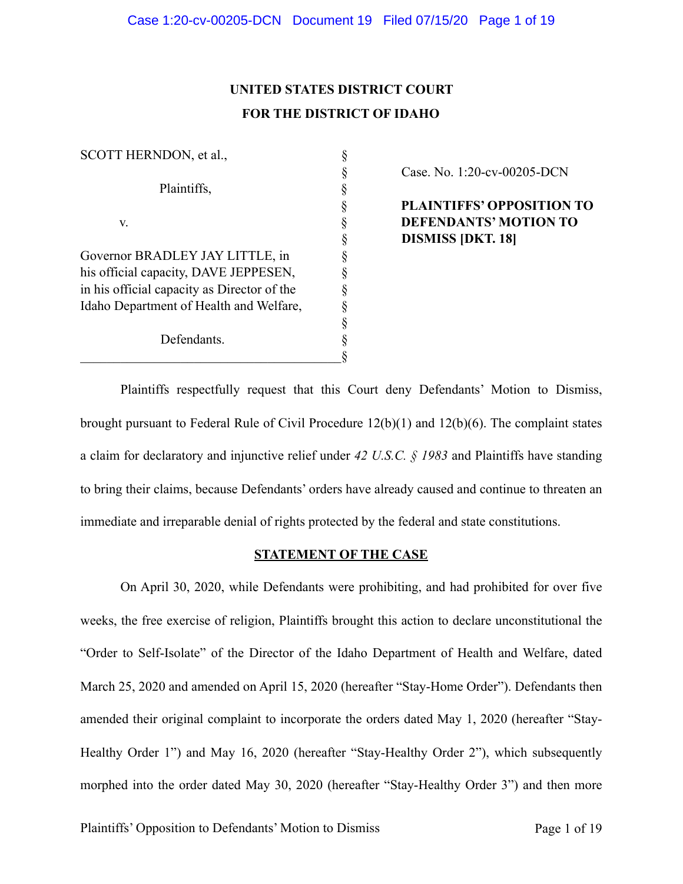**UNITED STATES DISTRICT COURT**

**FOR THE DISTRICT OF IDAHO**

| | | |
|---|---|---|
| SCOTT HERNDON, et al., | § | |
| | § | Case. No. 1:20-cv-00205-DCN |
| Plaintiffs, | § | |
| | § | **PLAINTIFFS' OPPOSITION TO DEFENDANTS' MOTION TO DISMISS [DKT. 18]** |
| v. | § | |
| | § | |
| Governor BRADLEY JAY LITTLE, in his official capacity, DAVE JEPPESEN, in his official capacity as Director of the Idaho Department of Health and Welfare, | § | |
| | § | |
| Defendants. | § | |

Plaintiffs respectfully request that this Court deny Defendants' Motion to Dismiss, brought pursuant to Federal Rule of Civil Procedure 12(b)(1) and 12(b)(6). The complaint states a claim for declaratory and injunctive relief under *42 U.S.C. § 1983* and Plaintiffs have standing to bring their claims, because Defendants' orders have already caused and continue to threaten an immediate and irreparable denial of rights protected by the federal and state constitutions.

## STATEMENT OF THE CASE

On April 30, 2020, while Defendants were prohibiting, and had prohibited for over five weeks, the free exercise of religion, Plaintiffs brought this action to declare unconstitutional the "Order to Self-Isolate" of the Director of the Idaho Department of Health and Welfare, dated March 25, 2020 and amended on April 15, 2020 (hereafter "Stay-Home Order"). Defendants then amended their original complaint to incorporate the orders dated May 1, 2020 (hereafter "Stay-Healthy Order 1") and May 16, 2020 (hereafter "Stay-Healthy Order 2"), which subsequently morphed into the order dated May 30, 2020 (hereafter "Stay-Healthy Order 3") and then more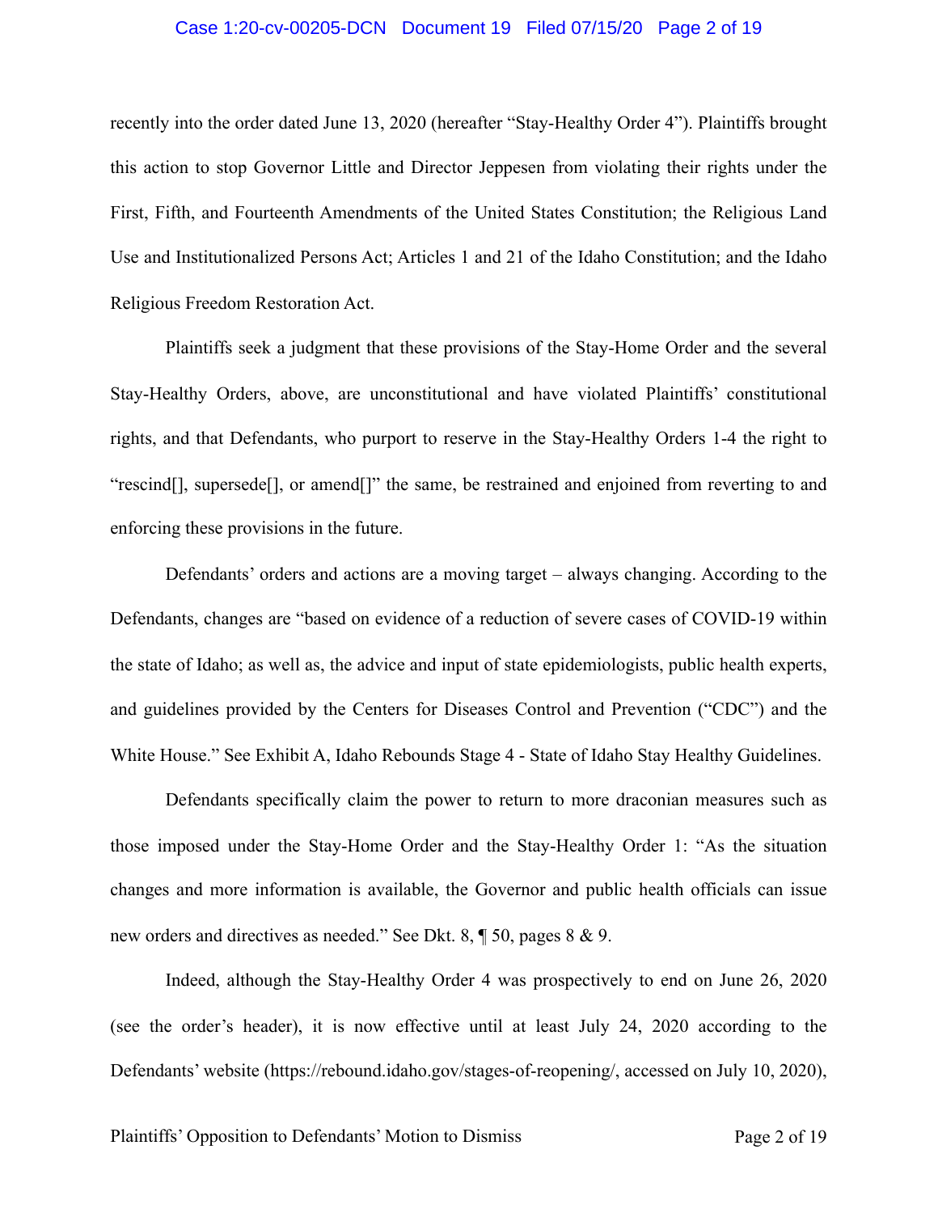recently into the order dated June 13, 2020 (hereafter "Stay-Healthy Order 4"). Plaintiffs brought this action to stop Governor Little and Director Jeppesen from violating their rights under the First, Fifth, and Fourteenth Amendments of the United States Constitution; the Religious Land Use and Institutionalized Persons Act; Articles 1 and 21 of the Idaho Constitution; and the Idaho Religious Freedom Restoration Act.

Plaintiffs seek a judgment that these provisions of the Stay-Home Order and the several Stay-Healthy Orders, above, are unconstitutional and have violated Plaintiffs' constitutional rights, and that Defendants, who purport to reserve in the Stay-Healthy Orders 1-4 the right to "rescind[], supersede[], or amend[]" the same, be restrained and enjoined from reverting to and enforcing these provisions in the future.

Defendants' orders and actions are a moving target – always changing. According to the Defendants, changes are "based on evidence of a reduction of severe cases of COVID-19 within the state of Idaho; as well as, the advice and input of state epidemiologists, public health experts, and guidelines provided by the Centers for Diseases Control and Prevention ("CDC") and the White House." See Exhibit A, Idaho Rebounds Stage 4 - State of Idaho Stay Healthy Guidelines.

Defendants specifically claim the power to return to more draconian measures such as those imposed under the Stay-Home Order and the Stay-Healthy Order 1: "As the situation changes and more information is available, the Governor and public health officials can issue new orders and directives as needed." See Dkt. 8, ¶ 50, pages 8 & 9.

Indeed, although the Stay-Healthy Order 4 was prospectively to end on June 26, 2020 (see the order's header), it is now effective until at least July 24, 2020 according to the Defendants' website (https://rebound.idaho.gov/stages-of-reopening/, accessed on July 10, 2020),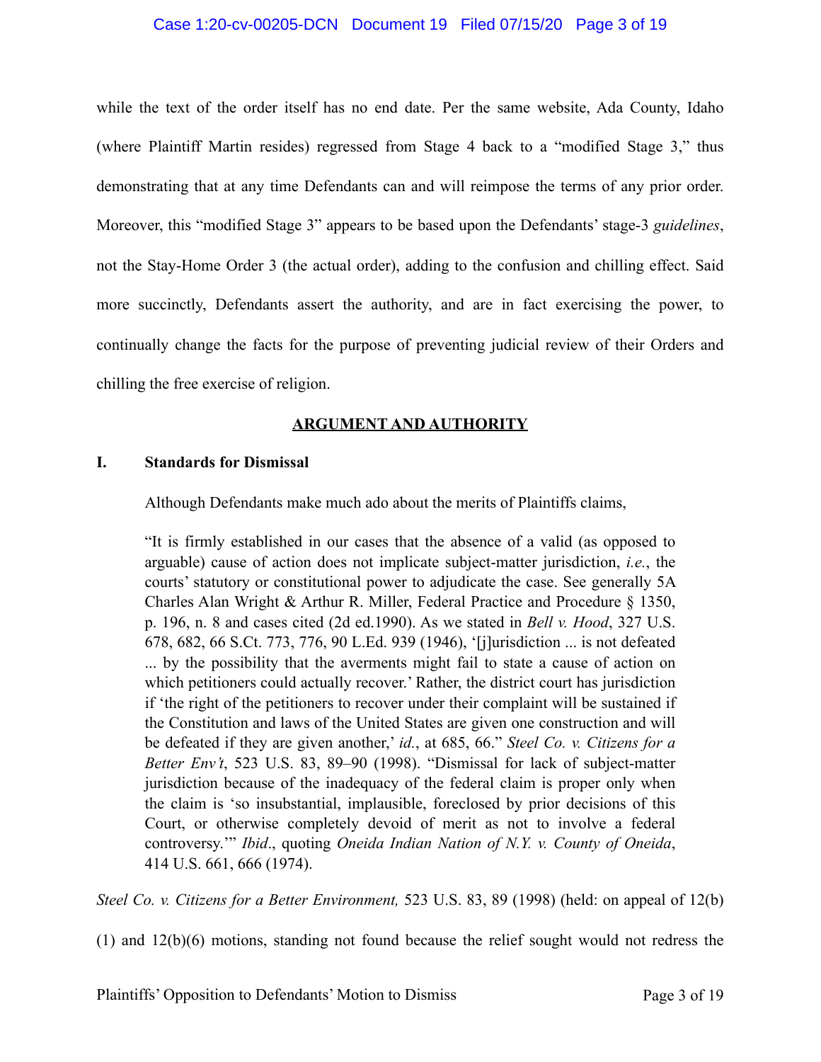while the text of the order itself has no end date. Per the same website, Ada County, Idaho (where Plaintiff Martin resides) regressed from Stage 4 back to a "modified Stage 3," thus demonstrating that at any time Defendants can and will reimpose the terms of any prior order. Moreover, this "modified Stage 3" appears to be based upon the Defendants' stage-3 *guidelines*, not the Stay-Home Order 3 (the actual order), adding to the confusion and chilling effect. Said more succinctly, Defendants assert the authority, and are in fact exercising the power, to continually change the facts for the purpose of preventing judicial review of their Orders and chilling the free exercise of religion.

## ARGUMENT AND AUTHORITY

### I. Standards for Dismissal

Although Defendants make much ado about the merits of Plaintiffs claims,

> "It is firmly established in our cases that the absence of a valid (as opposed to arguable) cause of action does not implicate subject-matter jurisdiction, *i.e.*, the courts' statutory or constitutional power to adjudicate the case. See generally 5A Charles Alan Wright & Arthur R. Miller, Federal Practice and Procedure § 1350, p. 196, n. 8 and cases cited (2d ed.1990). As we stated in *Bell v. Hood*, 327 U.S. 678, 682, 66 S.Ct. 773, 776, 90 L.Ed. 939 (1946), '[j]urisdiction ... is not defeated ... by the possibility that the averments might fail to state a cause of action on which petitioners could actually recover.' Rather, the district court has jurisdiction if 'the right of the petitioners to recover under their complaint will be sustained if the Constitution and laws of the United States are given one construction and will be defeated if they are given another,' *id.*, at 685, 66." *Steel Co. v. Citizens for a Better Env't*, 523 U.S. 83, 89–90 (1998). "Dismissal for lack of subject-matter jurisdiction because of the inadequacy of the federal claim is proper only when the claim is 'so insubstantial, implausible, foreclosed by prior decisions of this Court, or otherwise completely devoid of merit as not to involve a federal controversy.'" *Ibid*., quoting *Oneida Indian Nation of N.Y. v. County of Oneida*, 414 U.S. 661, 666 (1974).

*Steel Co. v. Citizens for a Better Environment,* 523 U.S. 83, 89 (1998) (held: on appeal of 12(b)(1) and 12(b)(6) motions, standing not found because the relief sought would not redress the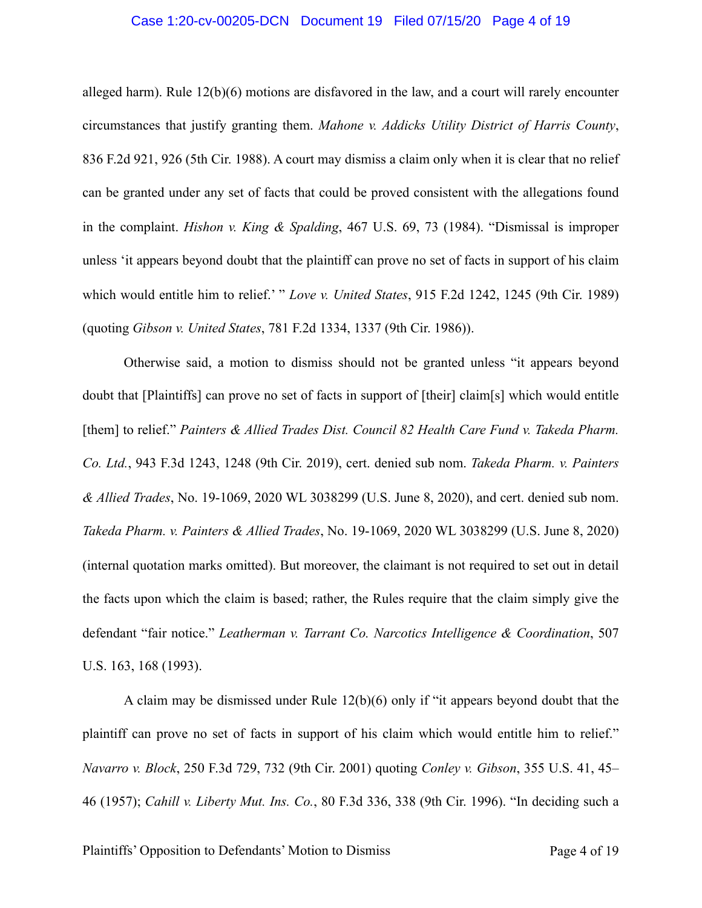alleged harm). Rule 12(b)(6) motions are disfavored in the law, and a court will rarely encounter circumstances that justify granting them. *Mahone v. Addicks Utility District of Harris County*, 836 F.2d 921, 926 (5th Cir. 1988). A court may dismiss a claim only when it is clear that no relief can be granted under any set of facts that could be proved consistent with the allegations found in the complaint. *Hishon v. King & Spalding*, 467 U.S. 69, 73 (1984). "Dismissal is improper unless 'it appears beyond doubt that the plaintiff can prove no set of facts in support of his claim which would entitle him to relief.' " *Love v. United States*, 915 F.2d 1242, 1245 (9th Cir. 1989) (quoting *Gibson v. United States*, 781 F.2d 1334, 1337 (9th Cir. 1986)).

Otherwise said, a motion to dismiss should not be granted unless "it appears beyond doubt that [Plaintiffs] can prove no set of facts in support of [their] claim[s] which would entitle [them] to relief." *Painters & Allied Trades Dist. Council 82 Health Care Fund v. Takeda Pharm. Co. Ltd.*, 943 F.3d 1243, 1248 (9th Cir. 2019), cert. denied sub nom. *Takeda Pharm. v. Painters & Allied Trades*, No. 19-1069, 2020 WL 3038299 (U.S. June 8, 2020), and cert. denied sub nom. *Takeda Pharm. v. Painters & Allied Trades*, No. 19-1069, 2020 WL 3038299 (U.S. June 8, 2020) (internal quotation marks omitted). But moreover, the claimant is not required to set out in detail the facts upon which the claim is based; rather, the Rules require that the claim simply give the defendant "fair notice." *Leatherman v. Tarrant Co. Narcotics Intelligence & Coordination*, 507 U.S. 163, 168 (1993).

A claim may be dismissed under Rule 12(b)(6) only if "it appears beyond doubt that the plaintiff can prove no set of facts in support of his claim which would entitle him to relief." *Navarro v. Block*, 250 F.3d 729, 732 (9th Cir. 2001) quoting *Conley v. Gibson*, 355 U.S. 41, 45–46 (1957); *Cahill v. Liberty Mut. Ins. Co.*, 80 F.3d 336, 338 (9th Cir. 1996). "In deciding such a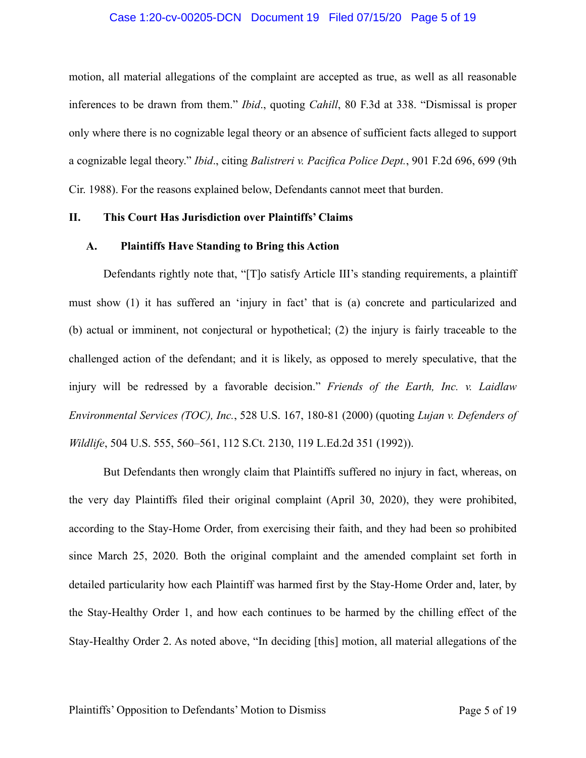motion, all material allegations of the complaint are accepted as true, as well as all reasonable inferences to be drawn from them." *Ibid*., quoting *Cahill*, 80 F.3d at 338. "Dismissal is proper only where there is no cognizable legal theory or an absence of sufficient facts alleged to support a cognizable legal theory." *Ibid*., citing *Balistreri v. Pacifica Police Dept.*, 901 F.2d 696, 699 (9th Cir. 1988). For the reasons explained below, Defendants cannot meet that burden.

## II. This Court Has Jurisdiction over Plaintiffs' Claims

### A. Plaintiffs Have Standing to Bring this Action

Defendants rightly note that, "[T]o satisfy Article III's standing requirements, a plaintiff must show (1) it has suffered an 'injury in fact' that is (a) concrete and particularized and (b) actual or imminent, not conjectural or hypothetical; (2) the injury is fairly traceable to the challenged action of the defendant; and it is likely, as opposed to merely speculative, that the injury will be redressed by a favorable decision." *Friends of the Earth, Inc. v. Laidlaw Environmental Services (TOC), Inc.*, 528 U.S. 167, 180-81 (2000) (quoting *Lujan v. Defenders of Wildlife*, 504 U.S. 555, 560–561, 112 S.Ct. 2130, 119 L.Ed.2d 351 (1992)).

But Defendants then wrongly claim that Plaintiffs suffered no injury in fact, whereas, on the very day Plaintiffs filed their original complaint (April 30, 2020), they were prohibited, according to the Stay-Home Order, from exercising their faith, and they had been so prohibited since March 25, 2020. Both the original complaint and the amended complaint set forth in detailed particularity how each Plaintiff was harmed first by the Stay-Home Order and, later, by the Stay-Healthy Order 1, and how each continues to be harmed by the chilling effect of the Stay-Healthy Order 2. As noted above, "In deciding [this] motion, all material allegations of the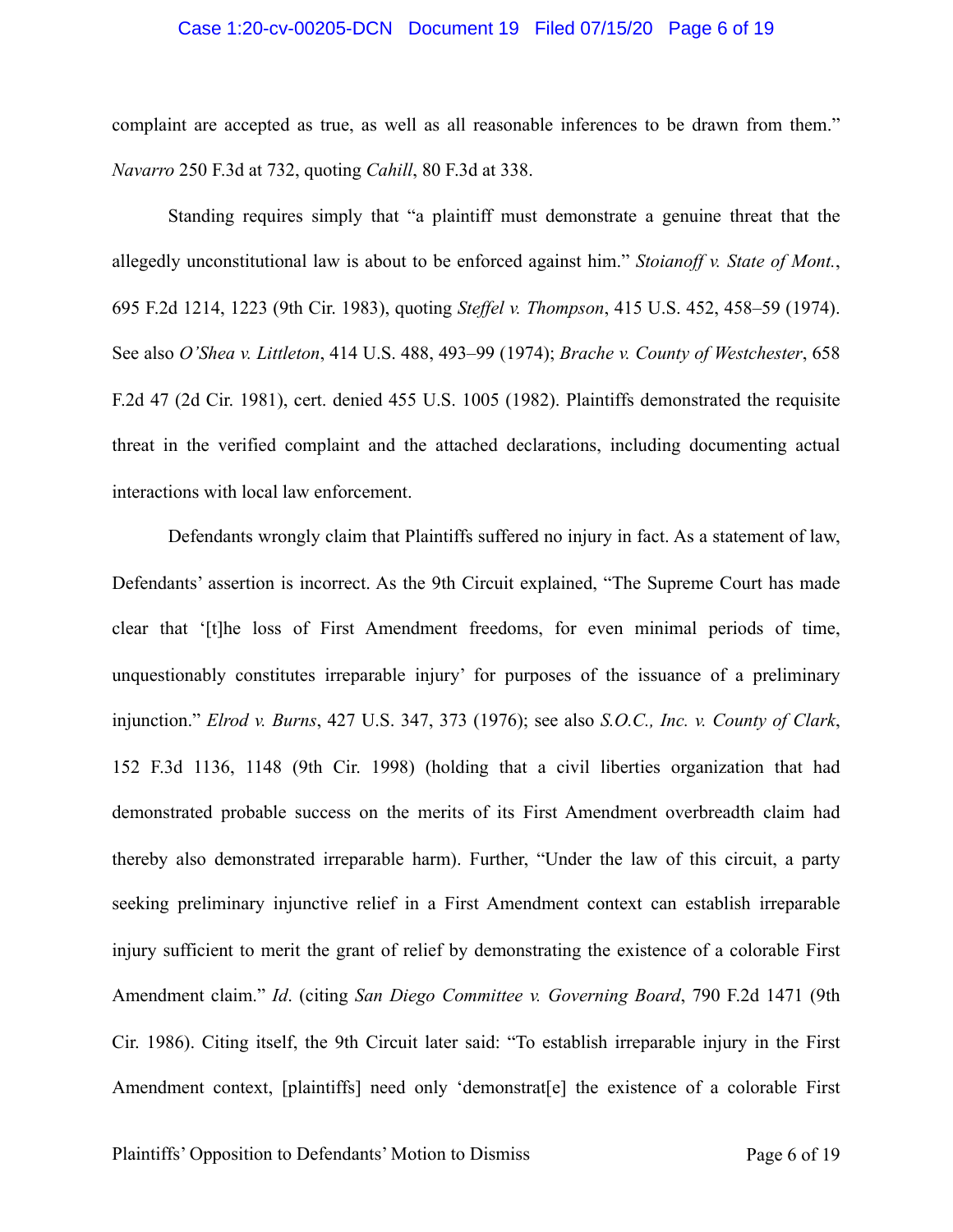complaint are accepted as true, as well as all reasonable inferences to be drawn from them." *Navarro* 250 F.3d at 732, quoting *Cahill*, 80 F.3d at 338.

Standing requires simply that "a plaintiff must demonstrate a genuine threat that the allegedly unconstitutional law is about to be enforced against him." *Stoianoff v. State of Mont.*, 695 F.2d 1214, 1223 (9th Cir. 1983), quoting *Steffel v. Thompson*, 415 U.S. 452, 458–59 (1974). See also *O'Shea v. Littleton*, 414 U.S. 488, 493–99 (1974); *Brache v. County of Westchester*, 658 F.2d 47 (2d Cir. 1981), cert. denied 455 U.S. 1005 (1982). Plaintiffs demonstrated the requisite threat in the verified complaint and the attached declarations, including documenting actual interactions with local law enforcement.

Defendants wrongly claim that Plaintiffs suffered no injury in fact. As a statement of law, Defendants' assertion is incorrect. As the 9th Circuit explained, "The Supreme Court has made clear that '[t]he loss of First Amendment freedoms, for even minimal periods of time, unquestionably constitutes irreparable injury' for purposes of the issuance of a preliminary injunction." *Elrod v. Burns*, 427 U.S. 347, 373 (1976); see also *S.O.C., Inc. v. County of Clark*, 152 F.3d 1136, 1148 (9th Cir. 1998) (holding that a civil liberties organization that had demonstrated probable success on the merits of its First Amendment overbreadth claim had thereby also demonstrated irreparable harm). Further, "Under the law of this circuit, a party seeking preliminary injunctive relief in a First Amendment context can establish irreparable injury sufficient to merit the grant of relief by demonstrating the existence of a colorable First Amendment claim." *Id*. (citing *San Diego Committee v. Governing Board*, 790 F.2d 1471 (9th Cir. 1986). Citing itself, the 9th Circuit later said: "To establish irreparable injury in the First Amendment context, [plaintiffs] need only 'demonstrat[e] the existence of a colorable First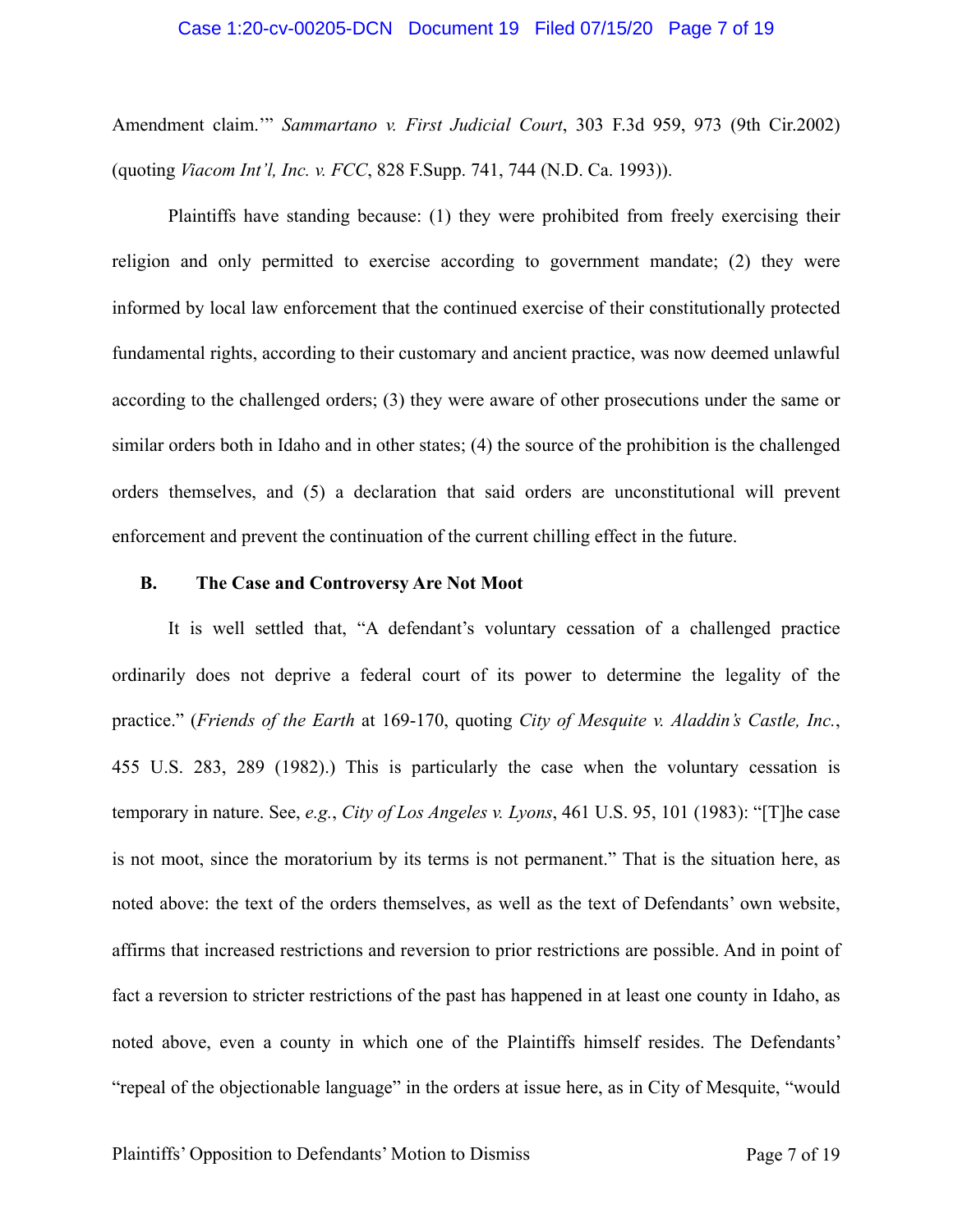Amendment claim.'" *Sammartano v. First Judicial Court*, 303 F.3d 959, 973 (9th Cir.2002) (quoting *Viacom Int'l, Inc. v. FCC*, 828 F.Supp. 741, 744 (N.D. Ca. 1993)).

Plaintiffs have standing because: (1) they were prohibited from freely exercising their religion and only permitted to exercise according to government mandate; (2) they were informed by local law enforcement that the continued exercise of their constitutionally protected fundamental rights, according to their customary and ancient practice, was now deemed unlawful according to the challenged orders; (3) they were aware of other prosecutions under the same or similar orders both in Idaho and in other states; (4) the source of the prohibition is the challenged orders themselves, and (5) a declaration that said orders are unconstitutional will prevent enforcement and prevent the continuation of the current chilling effect in the future.

**B. The Case and Controversy Are Not Moot**

It is well settled that, "A defendant's voluntary cessation of a challenged practice ordinarily does not deprive a federal court of its power to determine the legality of the practice." (*Friends of the Earth* at 169-170, quoting *City of Mesquite v. Aladdin's Castle, Inc.*, 455 U.S. 283, 289 (1982).) This is particularly the case when the voluntary cessation is temporary in nature. See, *e.g.*, *City of Los Angeles v. Lyons*, 461 U.S. 95, 101 (1983): "[T]he case is not moot, since the moratorium by its terms is not permanent." That is the situation here, as noted above: the text of the orders themselves, as well as the text of Defendants' own website, affirms that increased restrictions and reversion to prior restrictions are possible. And in point of fact a reversion to stricter restrictions of the past has happened in at least one county in Idaho, as noted above, even a county in which one of the Plaintiffs himself resides. The Defendants' "repeal of the objectionable language" in the orders at issue here, as in City of Mesquite, "would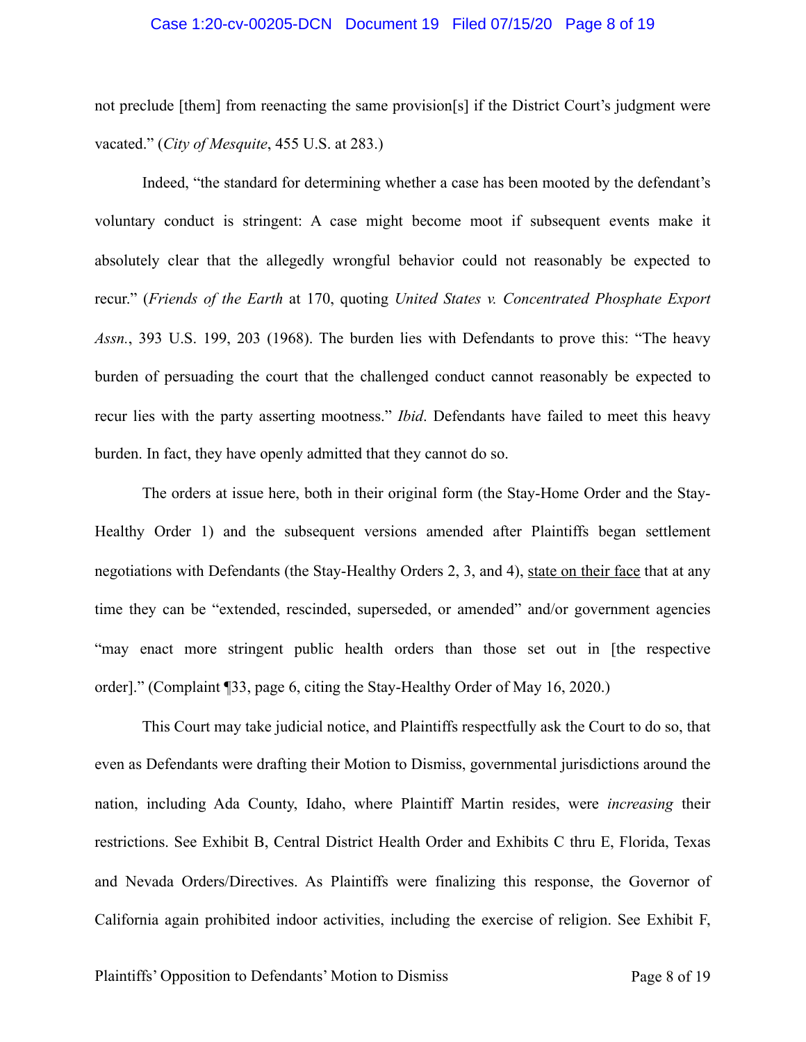not preclude [them] from reenacting the same provision[s] if the District Court's judgment were vacated." (*City of Mesquite*, 455 U.S. at 283.)

Indeed, "the standard for determining whether a case has been mooted by the defendant's voluntary conduct is stringent: A case might become moot if subsequent events make it absolutely clear that the allegedly wrongful behavior could not reasonably be expected to recur." (*Friends of the Earth* at 170, quoting *United States v. Concentrated Phosphate Export Assn.*, 393 U.S. 199, 203 (1968). The burden lies with Defendants to prove this: "The heavy burden of persuading the court that the challenged conduct cannot reasonably be expected to recur lies with the party asserting mootness." *Ibid*. Defendants have failed to meet this heavy burden. In fact, they have openly admitted that they cannot do so.

The orders at issue here, both in their original form (the Stay-Home Order and the Stay-Healthy Order 1) and the subsequent versions amended after Plaintiffs began settlement negotiations with Defendants (the Stay-Healthy Orders 2, 3, and 4), <u>state on their face</u> that at any time they can be "extended, rescinded, superseded, or amended" and/or government agencies "may enact more stringent public health orders than those set out in [the respective order]." (Complaint ¶33, page 6, citing the Stay-Healthy Order of May 16, 2020.)

This Court may take judicial notice, and Plaintiffs respectfully ask the Court to do so, that even as Defendants were drafting their Motion to Dismiss, governmental jurisdictions around the nation, including Ada County, Idaho, where Plaintiff Martin resides, were *increasing* their restrictions. See Exhibit B, Central District Health Order and Exhibits C thru E, Florida, Texas and Nevada Orders/Directives. As Plaintiffs were finalizing this response, the Governor of California again prohibited indoor activities, including the exercise of religion. See Exhibit F,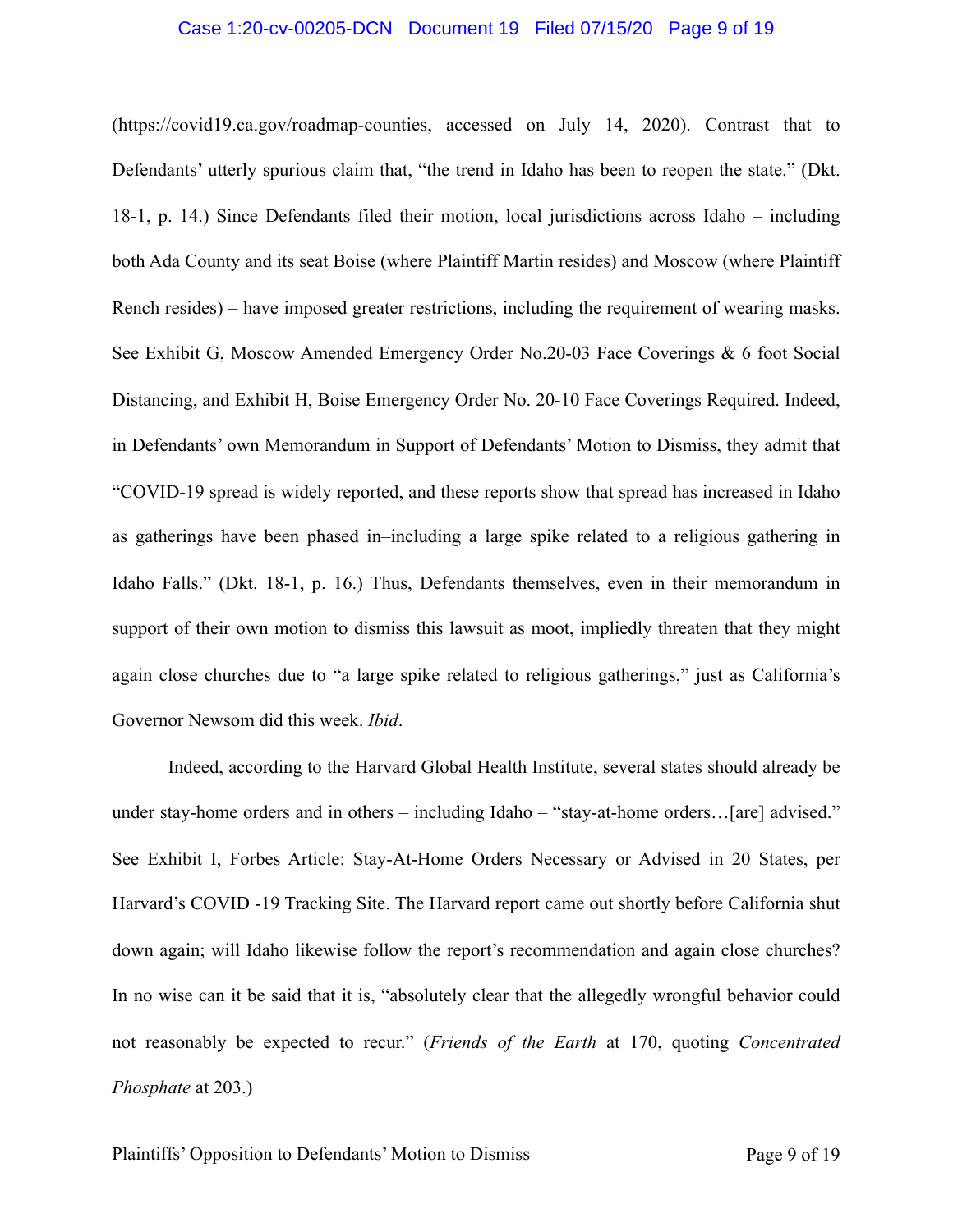(https://covid19.ca.gov/roadmap-counties, accessed on July 14, 2020). Contrast that to Defendants' utterly spurious claim that, "the trend in Idaho has been to reopen the state." (Dkt. 18-1, p. 14.) Since Defendants filed their motion, local jurisdictions across Idaho – including both Ada County and its seat Boise (where Plaintiff Martin resides) and Moscow (where Plaintiff Rench resides) – have imposed greater restrictions, including the requirement of wearing masks. See Exhibit G, Moscow Amended Emergency Order No.20-03 Face Coverings & 6 foot Social Distancing, and Exhibit H, Boise Emergency Order No. 20-10 Face Coverings Required. Indeed, in Defendants' own Memorandum in Support of Defendants' Motion to Dismiss, they admit that "COVID-19 spread is widely reported, and these reports show that spread has increased in Idaho as gatherings have been phased in–including a large spike related to a religious gathering in Idaho Falls." (Dkt. 18-1, p. 16.) Thus, Defendants themselves, even in their memorandum in support of their own motion to dismiss this lawsuit as moot, impliedly threaten that they might again close churches due to "a large spike related to religious gatherings," just as California's Governor Newsom did this week. *Ibid*.

Indeed, according to the Harvard Global Health Institute, several states should already be under stay-home orders and in others – including Idaho – "stay-at-home orders…[are] advised." See Exhibit I, Forbes Article: Stay-At-Home Orders Necessary or Advised in 20 States, per Harvard's COVID -19 Tracking Site. The Harvard report came out shortly before California shut down again; will Idaho likewise follow the report's recommendation and again close churches? In no wise can it be said that it is, "absolutely clear that the allegedly wrongful behavior could not reasonably be expected to recur." (*Friends of the Earth* at 170, quoting *Concentrated Phosphate* at 203.)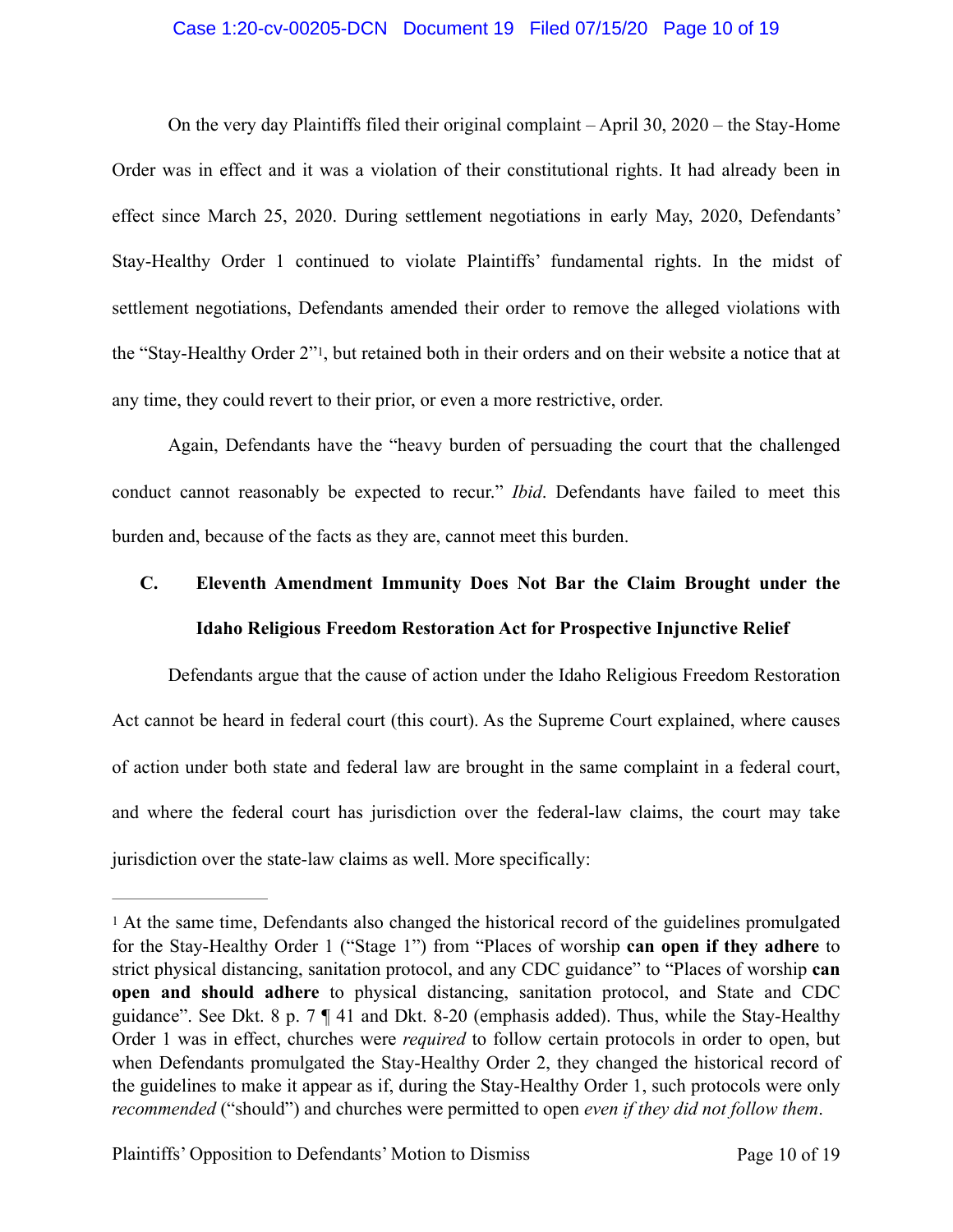On the very day Plaintiffs filed their original complaint – April 30, 2020 – the Stay-Home Order was in effect and it was a violation of their constitutional rights. It had already been in effect since March 25, 2020. During settlement negotiations in early May, 2020, Defendants' Stay-Healthy Order 1 continued to violate Plaintiffs' fundamental rights. In the midst of settlement negotiations, Defendants amended their order to remove the alleged violations with the "Stay-Healthy Order 2"[1], but retained both in their orders and on their website a notice that at any time, they could revert to their prior, or even a more restrictive, order.

Again, Defendants have the "heavy burden of persuading the court that the challenged conduct cannot reasonably be expected to recur." *Ibid*. Defendants have failed to meet this burden and, because of the facts as they are, cannot meet this burden.

### C. Eleventh Amendment Immunity Does Not Bar the Claim Brought under the Idaho Religious Freedom Restoration Act for Prospective Injunctive Relief

Defendants argue that the cause of action under the Idaho Religious Freedom Restoration Act cannot be heard in federal court (this court). As the Supreme Court explained, where causes of action under both state and federal law are brought in the same complaint in a federal court, and where the federal court has jurisdiction over the federal-law claims, the court may take jurisdiction over the state-law claims as well. More specifically:

---

[1] At the same time, Defendants also changed the historical record of the guidelines promulgated for the Stay-Healthy Order 1 ("Stage 1") from "Places of worship **can open if they adhere** to strict physical distancing, sanitation protocol, and any CDC guidance" to "Places of worship **can open and should adhere** to physical distancing, sanitation protocol, and State and CDC guidance". See Dkt. 8 p. 7 ¶ 41 and Dkt. 8-20 (emphasis added). Thus, while the Stay-Healthy Order 1 was in effect, churches were *required* to follow certain protocols in order to open, but when Defendants promulgated the Stay-Healthy Order 2, they changed the historical record of the guidelines to make it appear as if, during the Stay-Healthy Order 1, such protocols were only *recommended* ("should") and churches were permitted to open *even if they did not follow them*.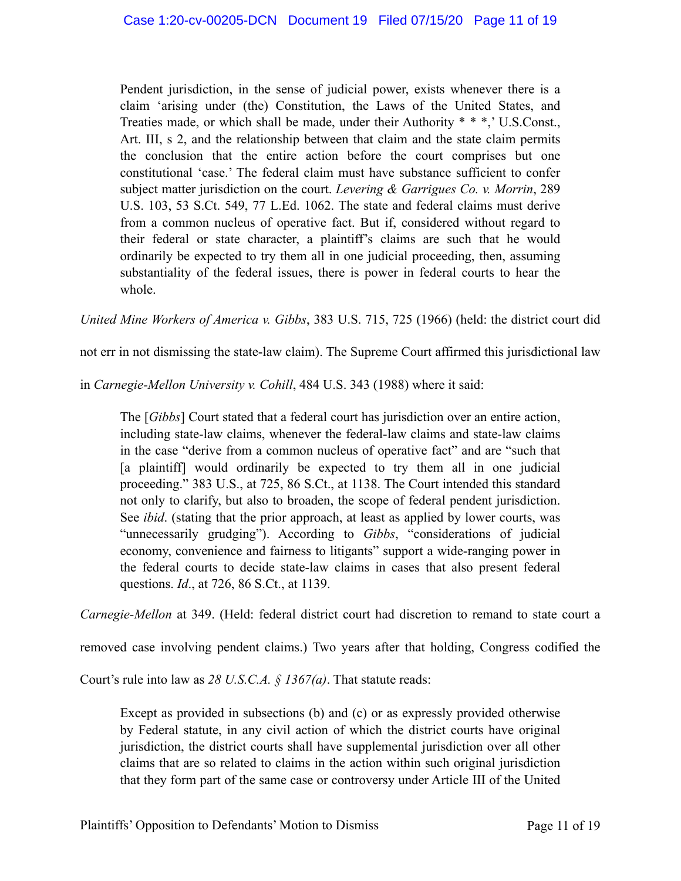> Pendent jurisdiction, in the sense of judicial power, exists whenever there is a claim 'arising under (the) Constitution, the Laws of the United States, and Treaties made, or which shall be made, under their Authority * * *,' U.S.Const., Art. III, s 2, and the relationship between that claim and the state claim permits the conclusion that the entire action before the court comprises but one constitutional 'case.' The federal claim must have substance sufficient to confer subject matter jurisdiction on the court. *Levering & Garrigues Co. v. Morrin*, 289 U.S. 103, 53 S.Ct. 549, 77 L.Ed. 1062. The state and federal claims must derive from a common nucleus of operative fact. But if, considered without regard to their federal or state character, a plaintiff's claims are such that he would ordinarily be expected to try them all in one judicial proceeding, then, assuming substantiality of the federal issues, there is power in federal courts to hear the whole.

*United Mine Workers of America v. Gibbs*, 383 U.S. 715, 725 (1966) (held: the district court did not err in not dismissing the state-law claim). The Supreme Court affirmed this jurisdictional law in *Carnegie-Mellon University v. Cohill*, 484 U.S. 343 (1988) where it said:

> The [*Gibbs*] Court stated that a federal court has jurisdiction over an entire action, including state-law claims, whenever the federal-law claims and state-law claims in the case "derive from a common nucleus of operative fact" and are "such that [a plaintiff] would ordinarily be expected to try them all in one judicial proceeding." 383 U.S., at 725, 86 S.Ct., at 1138. The Court intended this standard not only to clarify, but also to broaden, the scope of federal pendent jurisdiction. See *ibid*. (stating that the prior approach, at least as applied by lower courts, was "unnecessarily grudging"). According to *Gibbs*, "considerations of judicial economy, convenience and fairness to litigants" support a wide-ranging power in the federal courts to decide state-law claims in cases that also present federal questions. *Id*., at 726, 86 S.Ct., at 1139.

*Carnegie-Mellon* at 349. (Held: federal district court had discretion to remand to state court a removed case involving pendent claims.) Two years after that holding, Congress codified the Court's rule into law as *28 U.S.C.A. § 1367(a)*. That statute reads:

> Except as provided in subsections (b) and (c) or as expressly provided otherwise by Federal statute, in any civil action of which the district courts have original jurisdiction, the district courts shall have supplemental jurisdiction over all other claims that are so related to claims in the action within such original jurisdiction that they form part of the same case or controversy under Article III of the United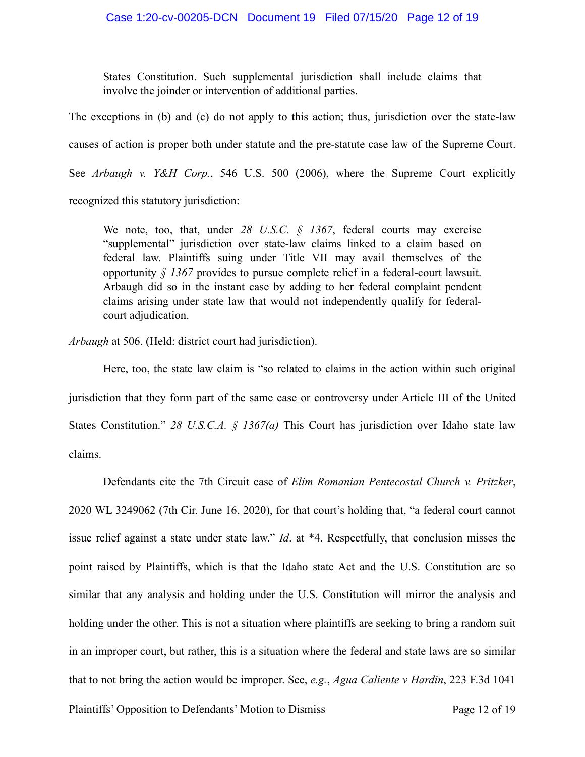> States Constitution. Such supplemental jurisdiction shall include claims that involve the joinder or intervention of additional parties.

The exceptions in (b) and (c) do not apply to this action; thus, jurisdiction over the state-law causes of action is proper both under statute and the pre-statute case law of the Supreme Court. See *Arbaugh v. Y&H Corp.*, 546 U.S. 500 (2006), where the Supreme Court explicitly recognized this statutory jurisdiction:

> We note, too, that, under *28 U.S.C. § 1367*, federal courts may exercise "supplemental" jurisdiction over state-law claims linked to a claim based on federal law. Plaintiffs suing under Title VII may avail themselves of the opportunity *§ 1367* provides to pursue complete relief in a federal-court lawsuit. Arbaugh did so in the instant case by adding to her federal complaint pendent claims arising under state law that would not independently qualify for federal-court adjudication.

*Arbaugh* at 506. (Held: district court had jurisdiction).

Here, too, the state law claim is "so related to claims in the action within such original jurisdiction that they form part of the same case or controversy under Article III of the United States Constitution." *28 U.S.C.A. § 1367(a)* This Court has jurisdiction over Idaho state law claims.

Defendants cite the 7th Circuit case of *Elim Romanian Pentecostal Church v. Pritzker*, 2020 WL 3249062 (7th Cir. June 16, 2020), for that court's holding that, "a federal court cannot issue relief against a state under state law." *Id*. at *4. Respectfully, that conclusion misses the point raised by Plaintiffs, which is that the Idaho state Act and the U.S. Constitution are so similar that any analysis and holding under the U.S. Constitution will mirror the analysis and holding under the other. This is not a situation where plaintiffs are seeking to bring a random suit in an improper court, but rather, this is a situation where the federal and state laws are so similar that to not bring the action would be improper. See, *e.g.*, *Agua Caliente v Hardin*, 223 F.3d 1041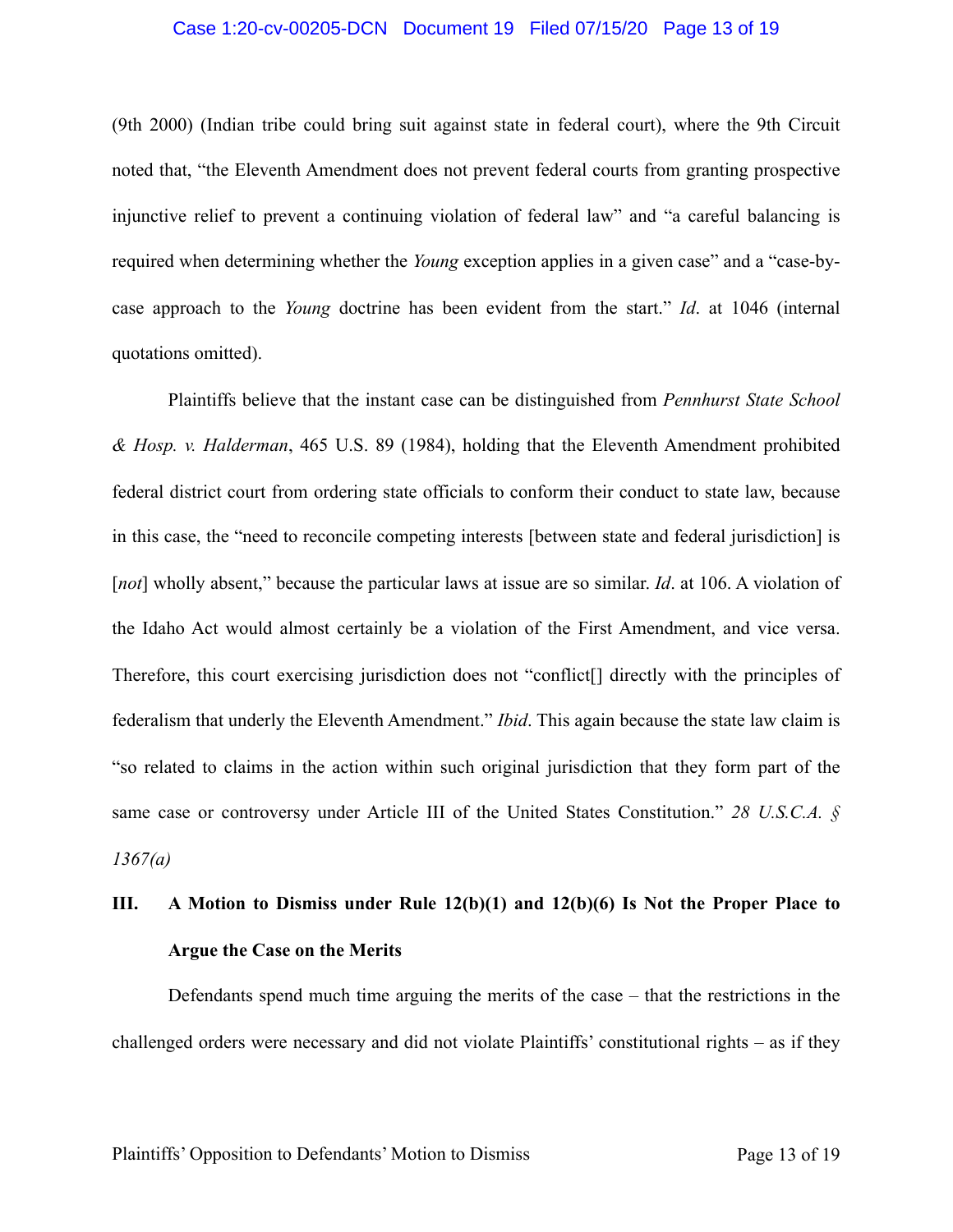(9th 2000) (Indian tribe could bring suit against state in federal court), where the 9th Circuit noted that, "the Eleventh Amendment does not prevent federal courts from granting prospective injunctive relief to prevent a continuing violation of federal law" and "a careful balancing is required when determining whether the *Young* exception applies in a given case" and a "case-by-case approach to the *Young* doctrine has been evident from the start." *Id*. at 1046 (internal quotations omitted).

Plaintiffs believe that the instant case can be distinguished from *Pennhurst State School & Hosp. v. Halderman*, 465 U.S. 89 (1984), holding that the Eleventh Amendment prohibited federal district court from ordering state officials to conform their conduct to state law, because in this case, the "need to reconcile competing interests [between state and federal jurisdiction] is [*not*] wholly absent," because the particular laws at issue are so similar. *Id*. at 106. A violation of the Idaho Act would almost certainly be a violation of the First Amendment, and vice versa. Therefore, this court exercising jurisdiction does not "conflict[] directly with the principles of federalism that underly the Eleventh Amendment." *Ibid*. This again because the state law claim is "so related to claims in the action within such original jurisdiction that they form part of the same case or controversy under Article III of the United States Constitution." *28 U.S.C.A. § 1367(a)*

## III. A Motion to Dismiss under Rule 12(b)(1) and 12(b)(6) Is Not the Proper Place to Argue the Case on the Merits

Defendants spend much time arguing the merits of the case – that the restrictions in the challenged orders were necessary and did not violate Plaintiffs' constitutional rights – as if they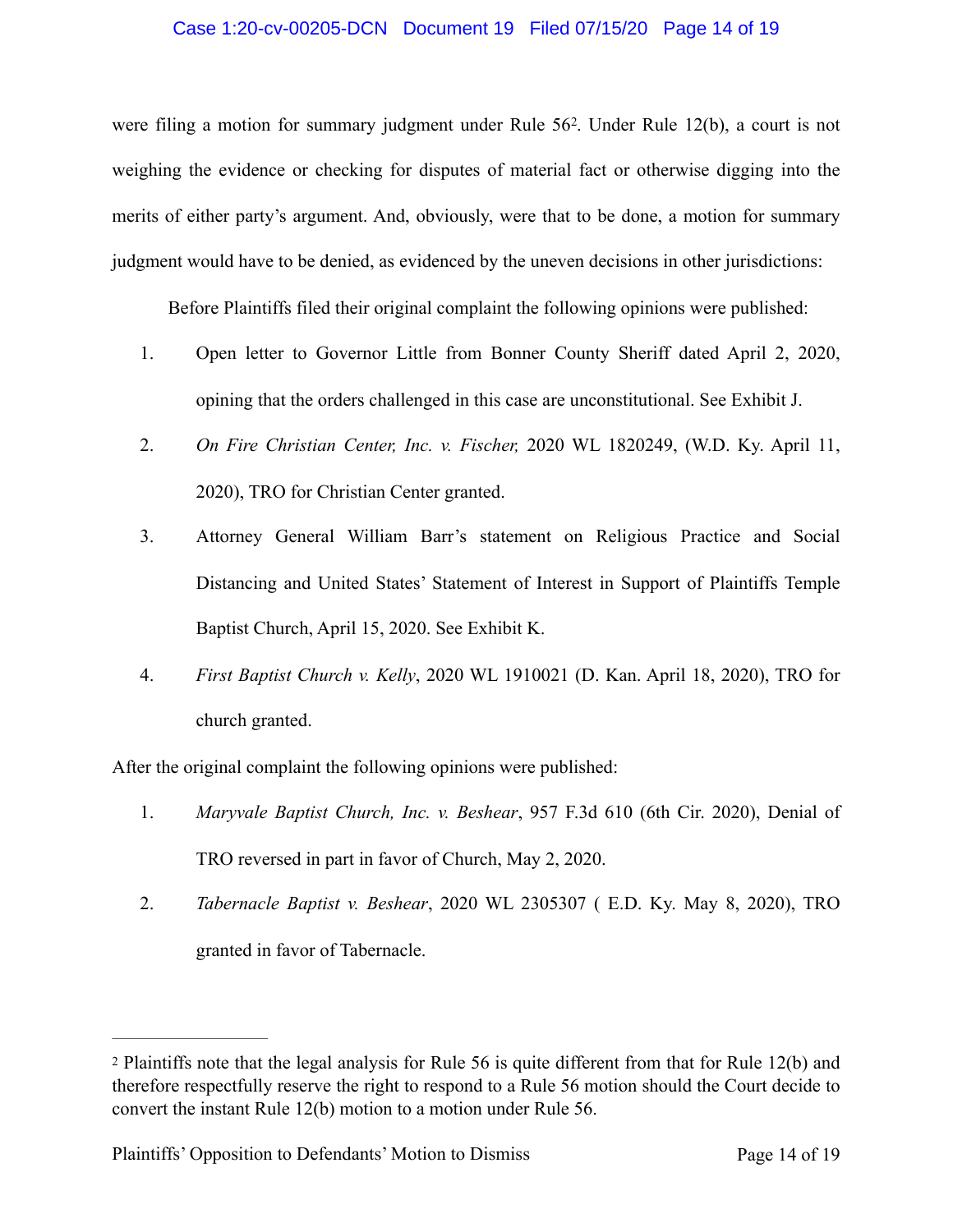were filing a motion for summary judgment under Rule 56[2]. Under Rule 12(b), a court is not weighing the evidence or checking for disputes of material fact or otherwise digging into the merits of either party's argument. And, obviously, were that to be done, a motion for summary judgment would have to be denied, as evidenced by the uneven decisions in other jurisdictions:

Before Plaintiffs filed their original complaint the following opinions were published:

1. Open letter to Governor Little from Bonner County Sheriff dated April 2, 2020, opining that the orders challenged in this case are unconstitutional. See Exhibit J.
2. *On Fire Christian Center, Inc. v. Fischer,* 2020 WL 1820249, (W.D. Ky. April 11, 2020), TRO for Christian Center granted.
3. Attorney General William Barr's statement on Religious Practice and Social Distancing and United States' Statement of Interest in Support of Plaintiffs Temple Baptist Church, April 15, 2020. See Exhibit K.
4. *First Baptist Church v. Kelly*, 2020 WL 1910021 (D. Kan. April 18, 2020), TRO for church granted.

After the original complaint the following opinions were published:

1. *Maryvale Baptist Church, Inc. v. Beshear*, 957 F.3d 610 (6th Cir. 2020), Denial of TRO reversed in part in favor of Church, May 2, 2020.
2. *Tabernacle Baptist v. Beshear*, 2020 WL 2305307 ( E.D. Ky. May 8, 2020), TRO granted in favor of Tabernacle.

---

[2] Plaintiffs note that the legal analysis for Rule 56 is quite different from that for Rule 12(b) and therefore respectfully reserve the right to respond to a Rule 56 motion should the Court decide to convert the instant Rule 12(b) motion to a motion under Rule 56.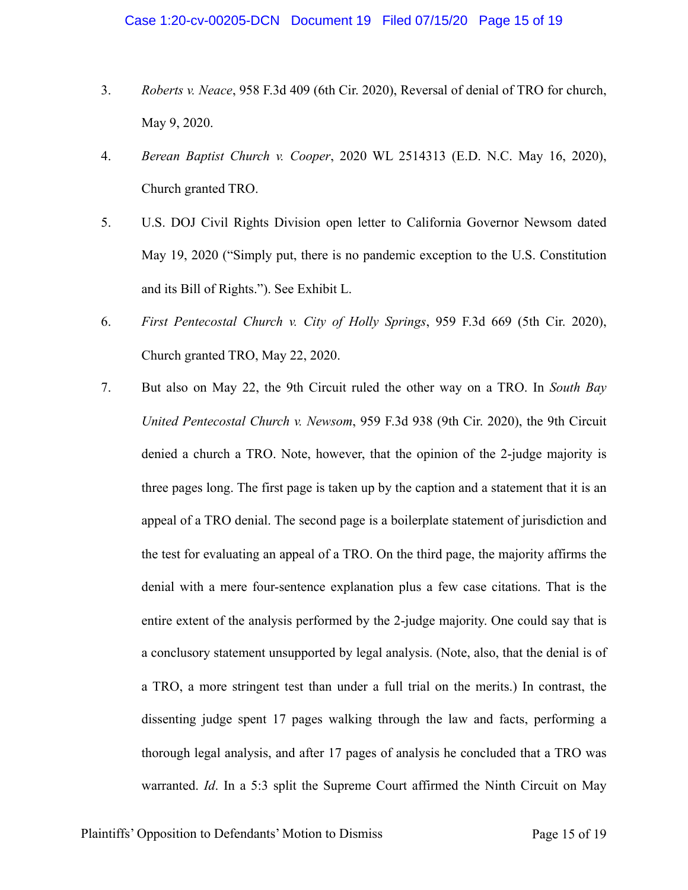3. *Roberts v. Neace*, 958 F.3d 409 (6th Cir. 2020), Reversal of denial of TRO for church, May 9, 2020.

4. *Berean Baptist Church v. Cooper*, 2020 WL 2514313 (E.D. N.C. May 16, 2020), Church granted TRO.

5. U.S. DOJ Civil Rights Division open letter to California Governor Newsom dated May 19, 2020 ("Simply put, there is no pandemic exception to the U.S. Constitution and its Bill of Rights."). See Exhibit L.

6. *First Pentecostal Church v. City of Holly Springs*, 959 F.3d 669 (5th Cir. 2020), Church granted TRO, May 22, 2020.

7. But also on May 22, the 9th Circuit ruled the other way on a TRO. In *South Bay United Pentecostal Church v. Newsom*, 959 F.3d 938 (9th Cir. 2020), the 9th Circuit denied a church a TRO. Note, however, that the opinion of the 2-judge majority is three pages long. The first page is taken up by the caption and a statement that it is an appeal of a TRO denial. The second page is a boilerplate statement of jurisdiction and the test for evaluating an appeal of a TRO. On the third page, the majority affirms the denial with a mere four-sentence explanation plus a few case citations. That is the entire extent of the analysis performed by the 2-judge majority. One could say that is a conclusory statement unsupported by legal analysis. (Note, also, that the denial is of a TRO, a more stringent test than under a full trial on the merits.) In contrast, the dissenting judge spent 17 pages walking through the law and facts, performing a thorough legal analysis, and after 17 pages of analysis he concluded that a TRO was warranted. *Id*. In a 5:3 split the Supreme Court affirmed the Ninth Circuit on May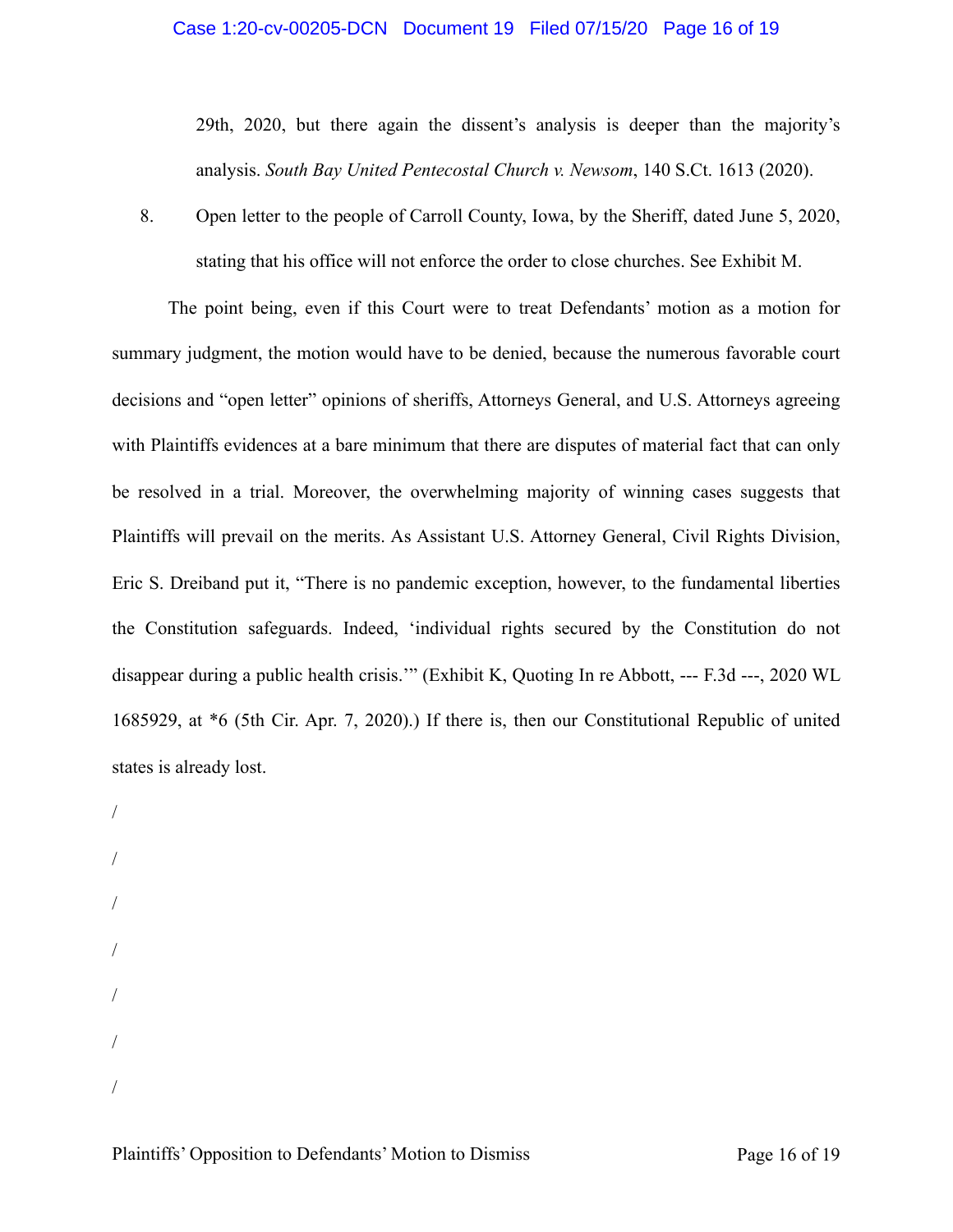29th, 2020, but there again the dissent's analysis is deeper than the majority's analysis. *South Bay United Pentecostal Church v. Newsom*, 140 S.Ct. 1613 (2020).

8. Open letter to the people of Carroll County, Iowa, by the Sheriff, dated June 5, 2020, stating that his office will not enforce the order to close churches. See Exhibit M.

The point being, even if this Court were to treat Defendants' motion as a motion for summary judgment, the motion would have to be denied, because the numerous favorable court decisions and "open letter" opinions of sheriffs, Attorneys General, and U.S. Attorneys agreeing with Plaintiffs evidences at a bare minimum that there are disputes of material fact that can only be resolved in a trial. Moreover, the overwhelming majority of winning cases suggests that Plaintiffs will prevail on the merits. As Assistant U.S. Attorney General, Civil Rights Division, Eric S. Dreiband put it, "There is no pandemic exception, however, to the fundamental liberties the Constitution safeguards. Indeed, 'individual rights secured by the Constitution do not disappear during a public health crisis.'" (Exhibit K, Quoting In re Abbott, --- F.3d ---, 2020 WL 1685929, at *6 (5th Cir. Apr. 7, 2020).) If there is, then our Constitutional Republic of united states is already lost.

/

/

/

/

/

/

/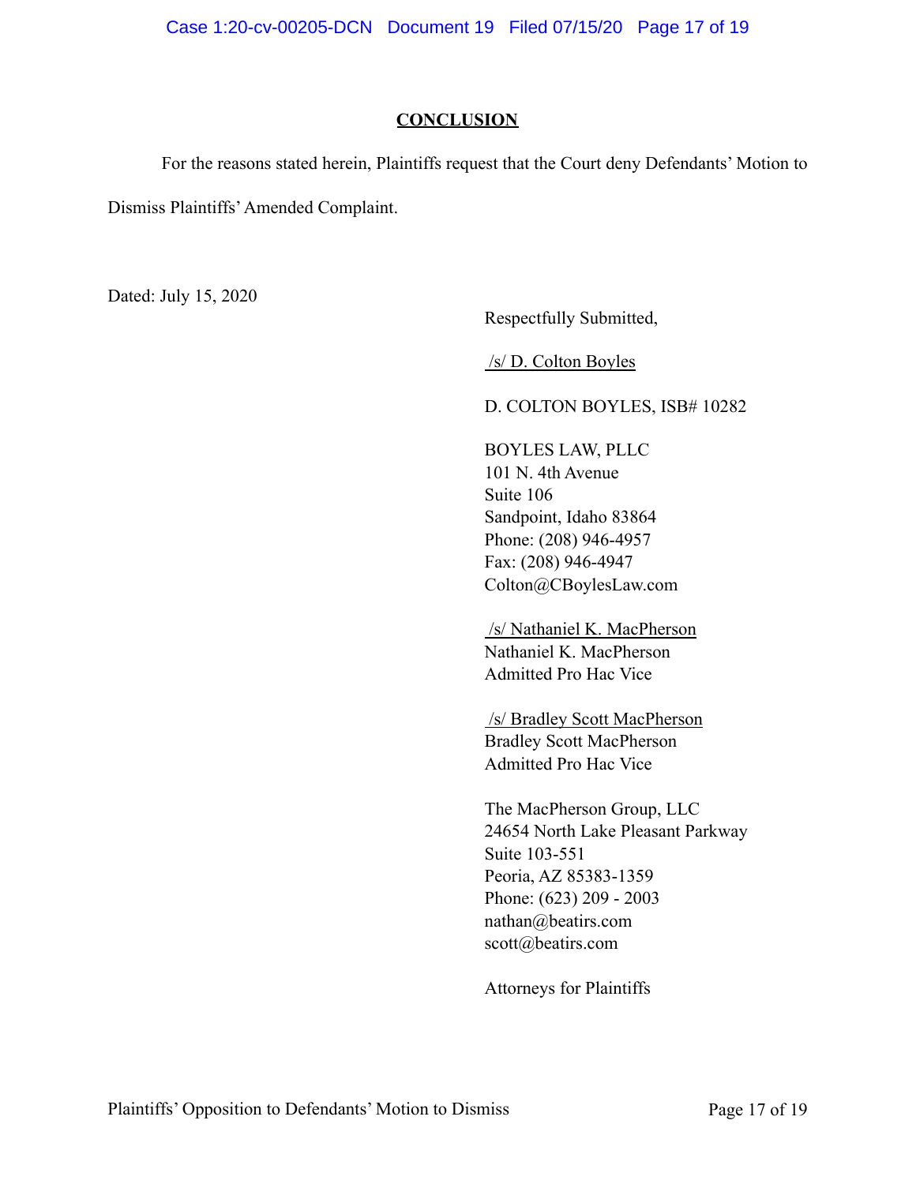## CONCLUSION

For the reasons stated herein, Plaintiffs request that the Court deny Defendants' Motion to Dismiss Plaintiffs' Amended Complaint.

Dated: July 15, 2020

Respectfully Submitted,

/s/ D. Colton Boyles

D. COLTON BOYLES, ISB# 10282

BOYLES LAW, PLLC
101 N. 4th Avenue
Suite 106
Sandpoint, Idaho 83864
Phone: (208) 946-4957
Fax: (208) 946-4947
Colton@CBoylesLaw.com

/s/ Nathaniel K. MacPherson
Nathaniel K. MacPherson
Admitted Pro Hac Vice

/s/ Bradley Scott MacPherson
Bradley Scott MacPherson
Admitted Pro Hac Vice

The MacPherson Group, LLC
24654 North Lake Pleasant Parkway
Suite 103-551
Peoria, AZ 85383-1359
Phone: (623) 209 - 2003
nathan@beatirs.com
scott@beatirs.com

Attorneys for Plaintiffs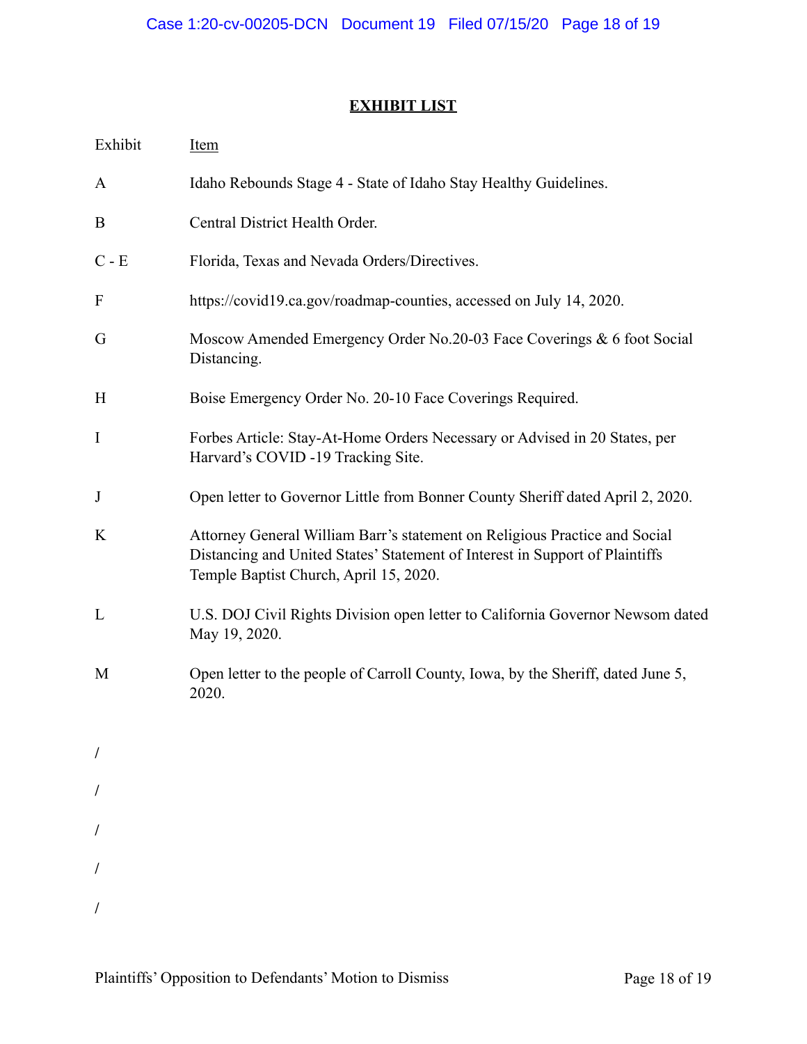# <u>EXHIBIT LIST</u>

| Exhibit | <u>Item</u> |
| --- | --- |
| A | Idaho Rebounds Stage 4 - State of Idaho Stay Healthy Guidelines. |
| B | Central District Health Order. |
| C - E | Florida, Texas and Nevada Orders/Directives. |
| F | https://covid19.ca.gov/roadmap-counties, accessed on July 14, 2020. |
| G | Moscow Amended Emergency Order No.20-03 Face Coverings & 6 foot Social Distancing. |
| H | Boise Emergency Order No. 20-10 Face Coverings Required. |
| I | Forbes Article: Stay-At-Home Orders Necessary or Advised in 20 States, per Harvard's COVID -19 Tracking Site. |
| J | Open letter to Governor Little from Bonner County Sheriff dated April 2, 2020. |
| K | Attorney General William Barr's statement on Religious Practice and Social Distancing and United States' Statement of Interest in Support of Plaintiffs Temple Baptist Church, April 15, 2020. |
| L | U.S. DOJ Civil Rights Division open letter to California Governor Newsom dated May 19, 2020. |
| M | Open letter to the people of Carroll County, Iowa, by the Sheriff, dated June 5, 2020. |

/

/

/

/

/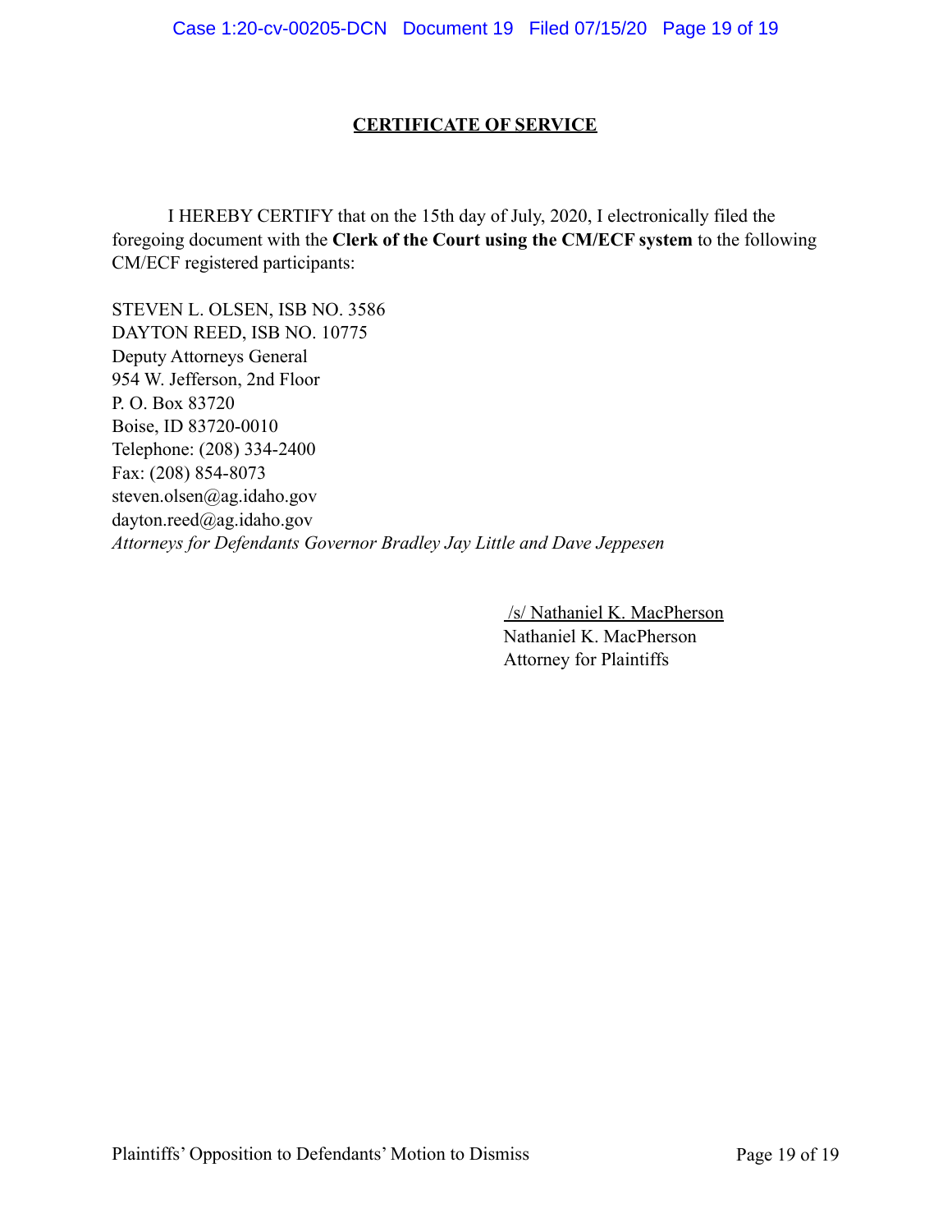**CERTIFICATE OF SERVICE**

I HEREBY CERTIFY that on the 15th day of July, 2020, I electronically filed the foregoing document with the **Clerk of the Court using the CM/ECF system** to the following CM/ECF registered participants:

STEVEN L. OLSEN, ISB NO. 3586
DAYTON REED, ISB NO. 10775
Deputy Attorneys General
954 W. Jefferson, 2nd Floor
P. O. Box 83720
Boise, ID 83720-0010
Telephone: (208) 334-2400
Fax: (208) 854-8073
steven.olsen@ag.idaho.gov
dayton.reed@ag.idaho.gov
*Attorneys for Defendants Governor Bradley Jay Little and Dave Jeppesen*

/s/ Nathaniel K. MacPherson
Nathaniel K. MacPherson
Attorney for Plaintiffs